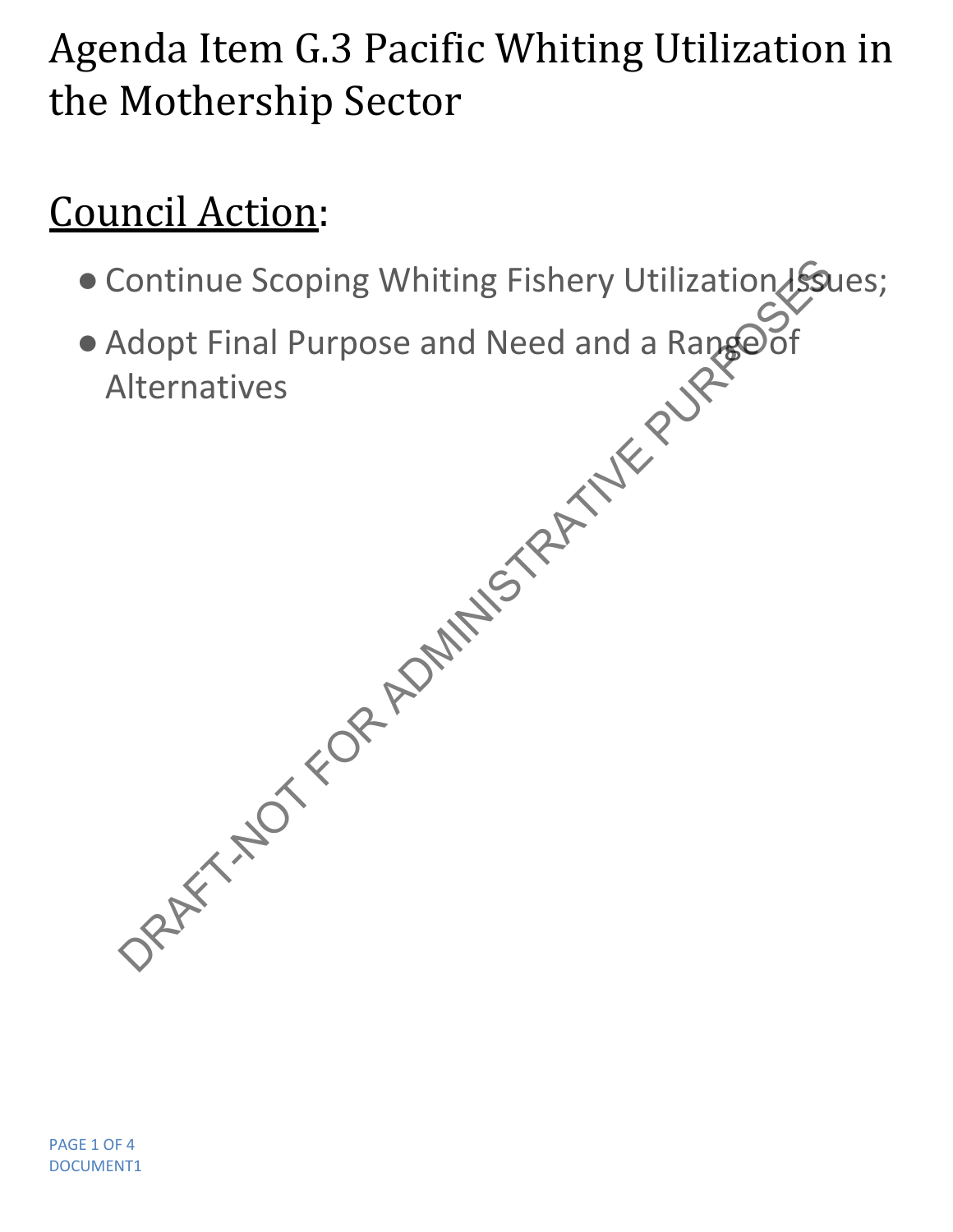# Agenda Item G.3 Pacific Whiting Utilization in the Mothership Sector

## Council Action:

- Continue Scoping Whiting Fishery Utilization Issues;
- Adopt Final Purpose and Need and a Range of Alternatives

DRAFT-NOT FOR ADMINISTRATIVE PURPOSES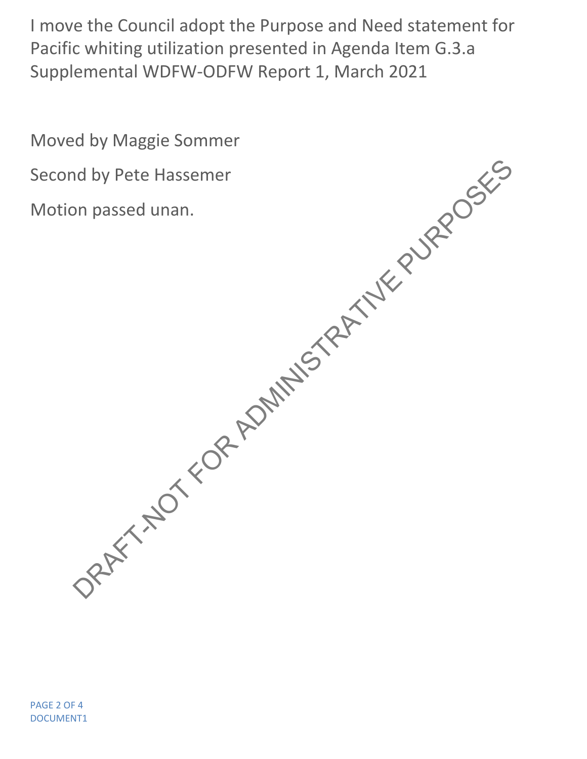I move the Council adopt the Purpose and Need statement for Pacific whiting utilization presented in Agenda Item G.3.a Supplemental WDFW-ODFW Report 1, March 2021

Moved by Maggie Sommer

Second by Pete Hassemer

Motion passed unan.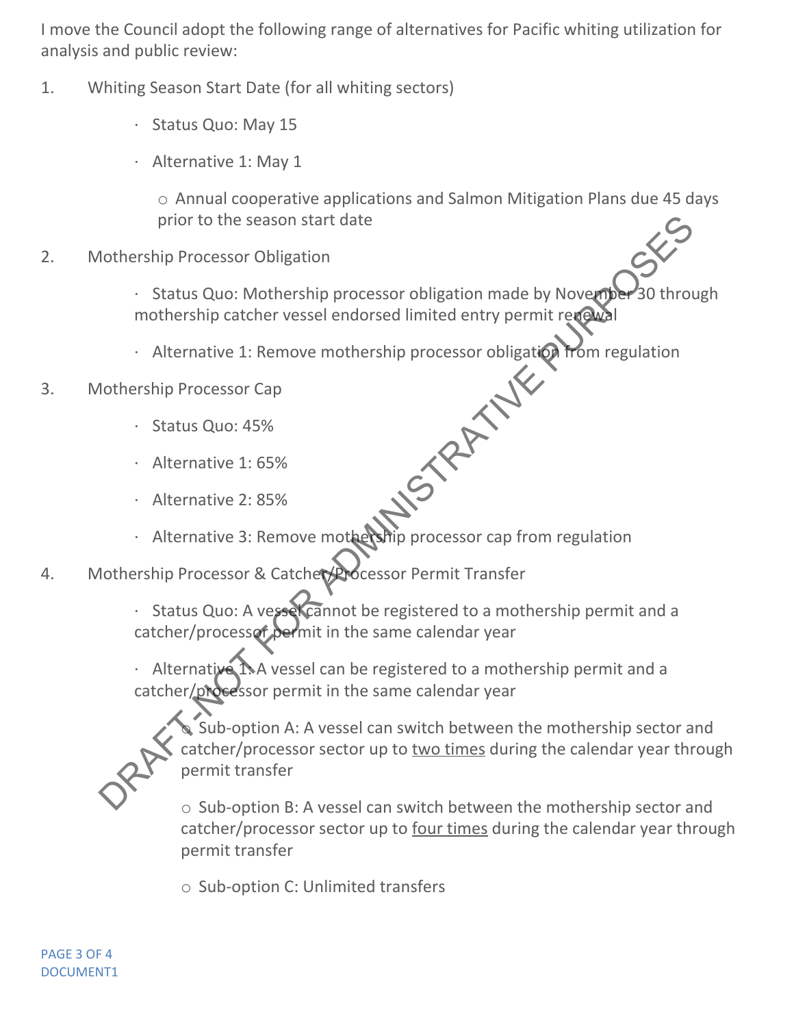I move the Council adopt the following range of alternatives for Pacific whiting utilization for analysis and public review:

1. Whiting Season Start Date (for all whiting sectors)
   - Status Quo: May 15
   - Alternative 1: May 1
     - Annual cooperative applications and Salmon Mitigation Plans due 45 days prior to the season start date
2. Mothership Processor Obligation
   - Status Quo: Mothership processor obligation made by November 30 through mothership catcher vessel endorsed limited entry permit renewal
   - Alternative 1: Remove mothership processor obligation from regulation
3. Mothership Processor Cap
   - Status Quo: 45%
   - Alternative 1: 65%
   - Alternative 2: 85%
   - Alternative 3: Remove mothership processor cap from regulation
4. Mothership Processor & Catcher/Processor Permit Transfer
   - Status Quo: A vessel cannot be registered to a mothership permit and a catcher/processor permit in the same calendar year
   - Alternative 1: A vessel can be registered to a mothership permit and a catcher/processor permit in the same calendar year
     - Sub-option A: A vessel can switch between the mothership sector and catcher/processor sector up to <u>two times</u> during the calendar year through permit transfer
     - Sub-option B: A vessel can switch between the mothership sector and catcher/processor sector up to <u>four times</u> during the calendar year through permit transfer
     - Sub-option C: Unlimited transfers

DRAFT-NOT FOR ADMINISTRATIVE PURPOSES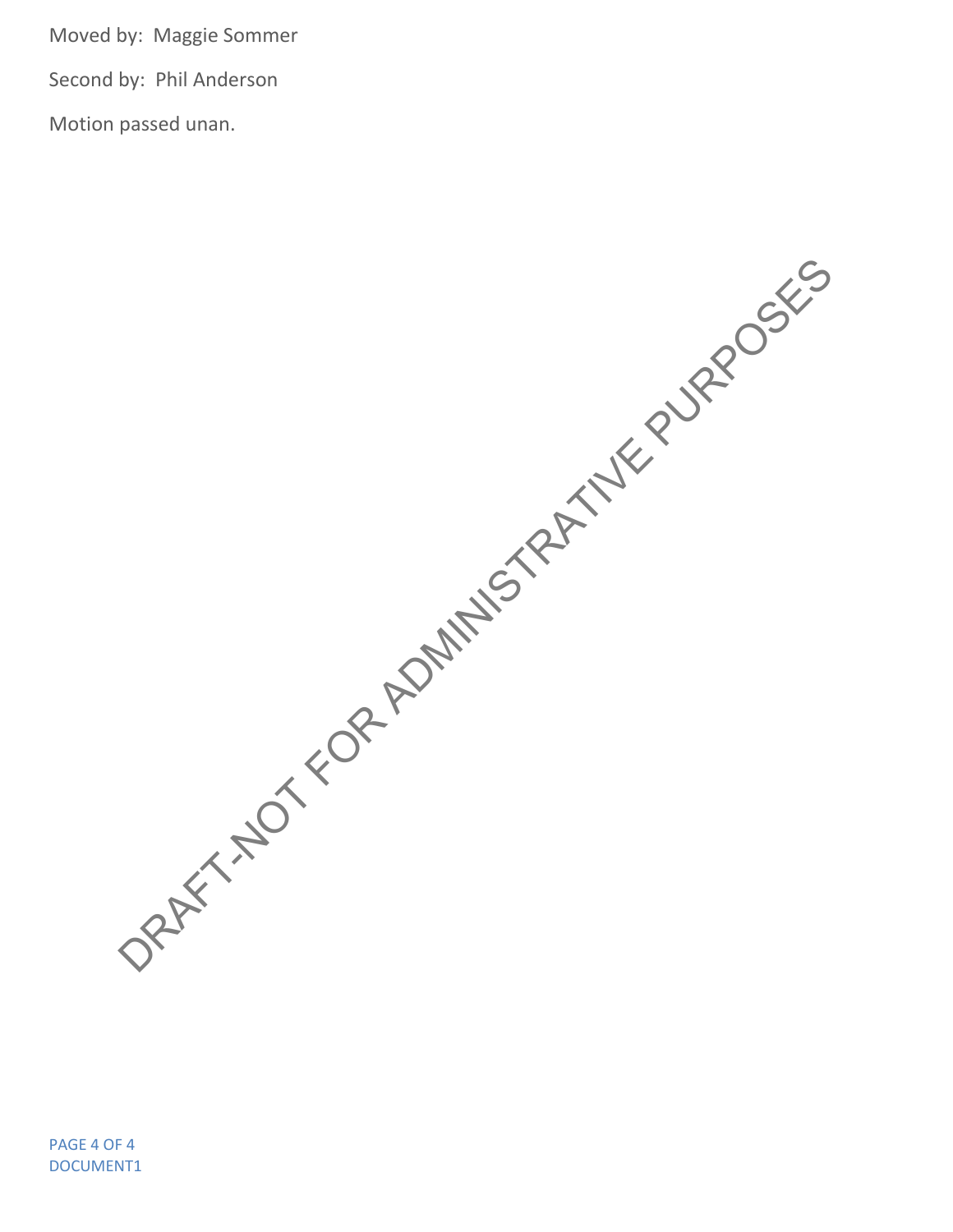Moved by: Maggie Sommer

Second by: Phil Anderson

Motion passed unan.

DRAFT-NOT FOR ADMINISTRATIVE PURPOSES